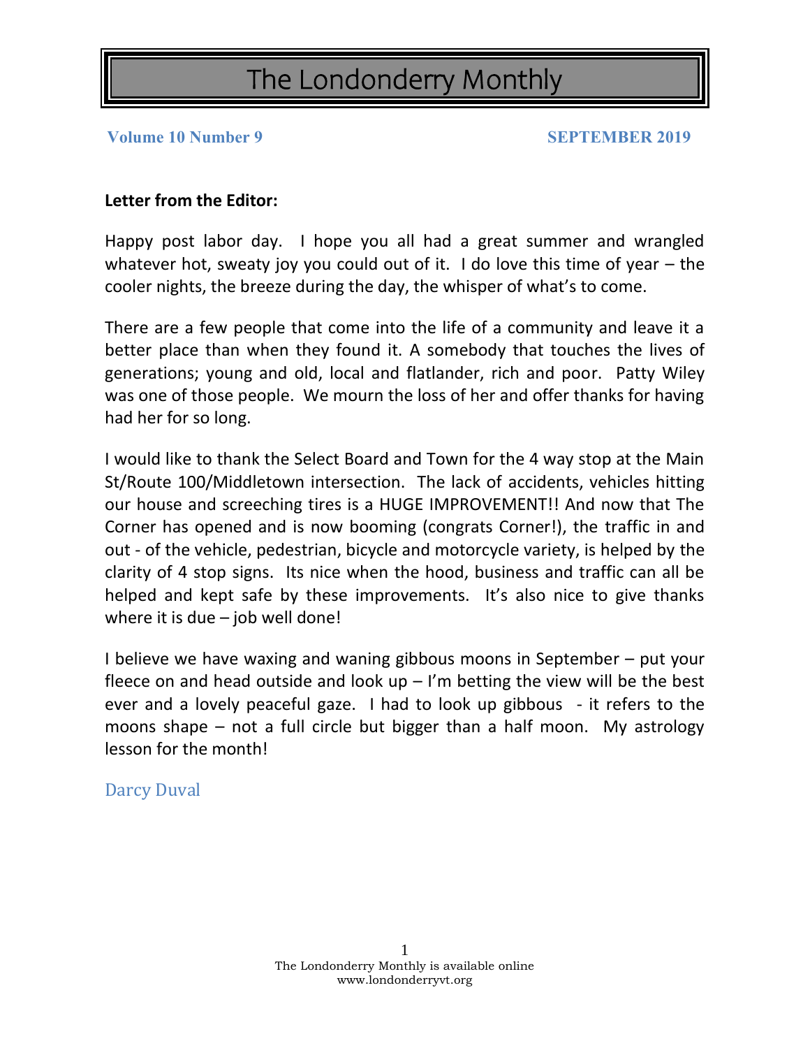# The Londonderry Monthly

**Volume 10 Number 9** **SEPTEMBER 2019**

**Letter from the Editor:**

Happy post labor day. I hope you all had a great summer and wrangled whatever hot, sweaty joy you could out of it. I do love this time of year – the cooler nights, the breeze during the day, the whisper of what's to come.

There are a few people that come into the life of a community and leave it a better place than when they found it. A somebody that touches the lives of generations; young and old, local and flatlander, rich and poor. Patty Wiley was one of those people. We mourn the loss of her and offer thanks for having had her for so long.

I would like to thank the Select Board and Town for the 4 way stop at the Main St/Route 100/Middletown intersection. The lack of accidents, vehicles hitting our house and screeching tires is a HUGE IMPROVEMENT!! And now that The Corner has opened and is now booming (congrats Corner!), the traffic in and out - of the vehicle, pedestrian, bicycle and motorcycle variety, is helped by the clarity of 4 stop signs. Its nice when the hood, business and traffic can all be helped and kept safe by these improvements. It's also nice to give thanks where it is due – job well done!

I believe we have waxing and waning gibbous moons in September – put your fleece on and head outside and look up – I'm betting the view will be the best ever and a lovely peaceful gaze. I had to look up gibbous - it refers to the moons shape – not a full circle but bigger than a half moon. My astrology lesson for the month!

Darcy Duval

The Londonderry Monthly is available online
www.londonderryvt.org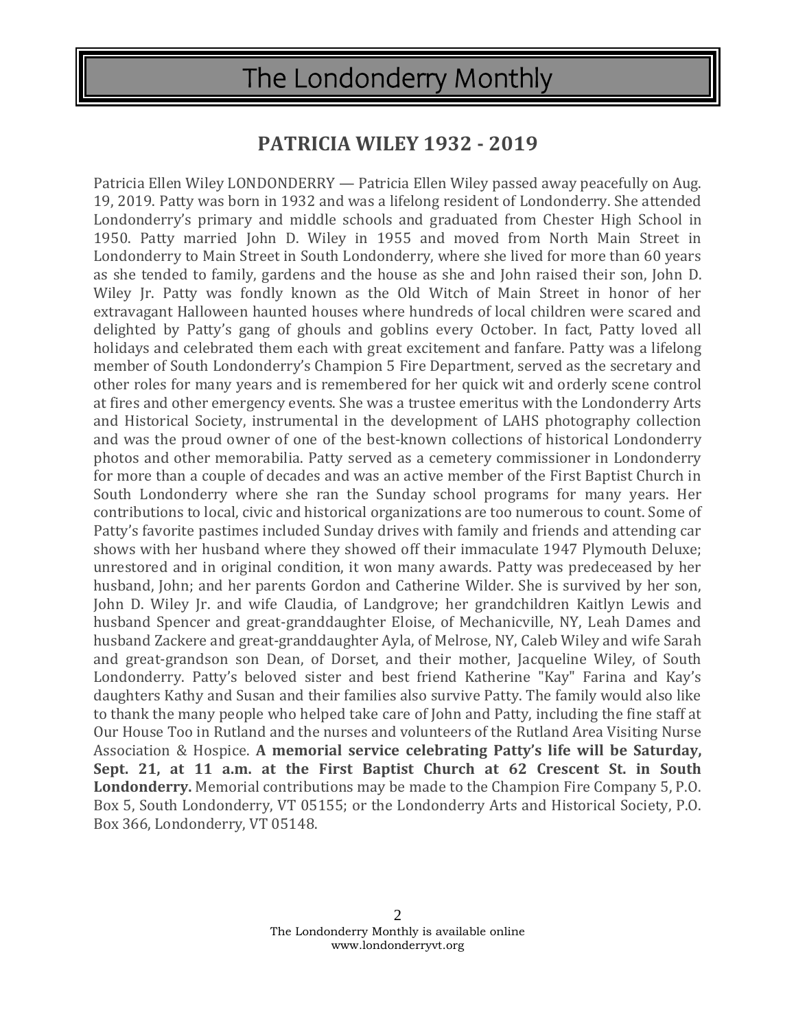## PATRICIA WILEY 1932 - 2019

Patricia Ellen Wiley LONDONDERRY — Patricia Ellen Wiley passed away peacefully on Aug. 19, 2019. Patty was born in 1932 and was a lifelong resident of Londonderry. She attended Londonderry's primary and middle schools and graduated from Chester High School in 1950. Patty married John D. Wiley in 1955 and moved from North Main Street in Londonderry to Main Street in South Londonderry, where she lived for more than 60 years as she tended to family, gardens and the house as she and John raised their son, John D. Wiley Jr. Patty was fondly known as the Old Witch of Main Street in honor of her extravagant Halloween haunted houses where hundreds of local children were scared and delighted by Patty's gang of ghouls and goblins every October. In fact, Patty loved all holidays and celebrated them each with great excitement and fanfare. Patty was a lifelong member of South Londonderry's Champion 5 Fire Department, served as the secretary and other roles for many years and is remembered for her quick wit and orderly scene control at fires and other emergency events. She was a trustee emeritus with the Londonderry Arts and Historical Society, instrumental in the development of LAHS photography collection and was the proud owner of one of the best-known collections of historical Londonderry photos and other memorabilia. Patty served as a cemetery commissioner in Londonderry for more than a couple of decades and was an active member of the First Baptist Church in South Londonderry where she ran the Sunday school programs for many years. Her contributions to local, civic and historical organizations are too numerous to count. Some of Patty's favorite pastimes included Sunday drives with family and friends and attending car shows with her husband where they showed off their immaculate 1947 Plymouth Deluxe; unrestored and in original condition, it won many awards. Patty was predeceased by her husband, John; and her parents Gordon and Catherine Wilder. She is survived by her son, John D. Wiley Jr. and wife Claudia, of Landgrove; her grandchildren Kaitlyn Lewis and husband Spencer and great-granddaughter Eloise, of Mechanicville, NY, Leah Dames and husband Zackere and great-granddaughter Ayla, of Melrose, NY, Caleb Wiley and wife Sarah and great-grandson son Dean, of Dorset, and their mother, Jacqueline Wiley, of South Londonderry. Patty's beloved sister and best friend Katherine "Kay" Farina and Kay's daughters Kathy and Susan and their families also survive Patty. The family would also like to thank the many people who helped take care of John and Patty, including the fine staff at Our House Too in Rutland and the nurses and volunteers of the Rutland Area Visiting Nurse Association & Hospice. **A memorial service celebrating Patty's life will be Saturday, Sept. 21, at 11 a.m. at the First Baptist Church at 62 Crescent St. in South Londonderry.** Memorial contributions may be made to the Champion Fire Company 5, P.O. Box 5, South Londonderry, VT 05155; or the Londonderry Arts and Historical Society, P.O. Box 366, Londonderry, VT 05148.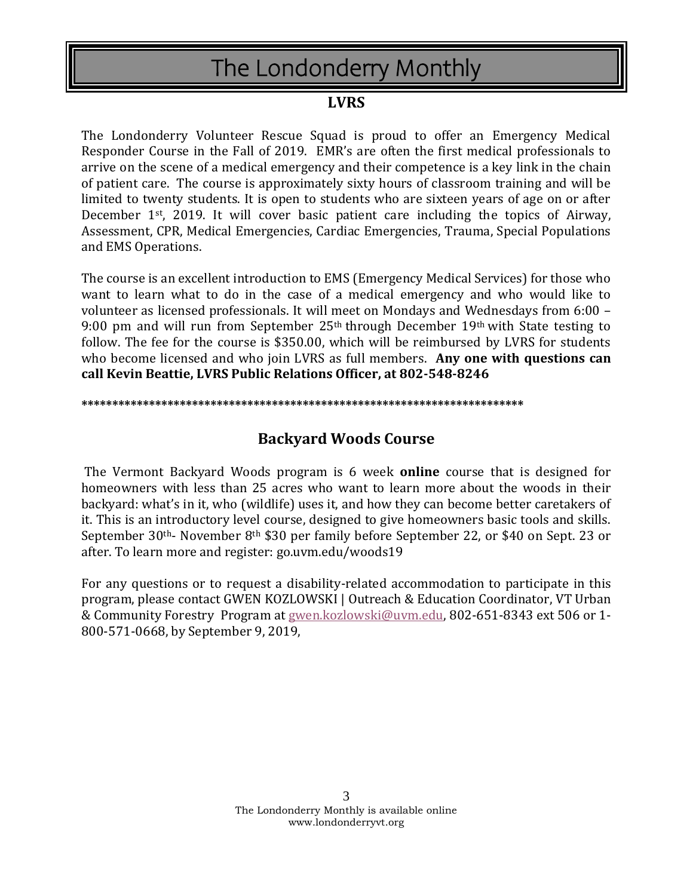## LVRS

The Londonderry Volunteer Rescue Squad is proud to offer an Emergency Medical Responder Course in the Fall of 2019. EMR's are often the first medical professionals to arrive on the scene of a medical emergency and their competence is a key link in the chain of patient care. The course is approximately sixty hours of classroom training and will be limited to twenty students. It is open to students who are sixteen years of age on or after December 1st, 2019. It will cover basic patient care including the topics of Airway, Assessment, CPR, Medical Emergencies, Cardiac Emergencies, Trauma, Special Populations and EMS Operations.

The course is an excellent introduction to EMS (Emergency Medical Services) for those who want to learn what to do in the case of a medical emergency and who would like to volunteer as licensed professionals. It will meet on Mondays and Wednesdays from 6:00 – 9:00 pm and will run from September 25th through December 19th with State testing to follow. The fee for the course is $350.00, which will be reimbursed by LVRS for students who become licensed and who join LVRS as full members. **Any one with questions can call Kevin Beattie, LVRS Public Relations Officer, at 802-548-8246**

**************************************************************************

## Backyard Woods Course

The Vermont Backyard Woods program is 6 week **online** course that is designed for homeowners with less than 25 acres who want to learn more about the woods in their backyard: what's in it, who (wildlife) uses it, and how they can become better caretakers of it. This is an introductory level course, designed to give homeowners basic tools and skills. September 30th- November 8th $30 per family before September 22, or $40 on Sept. 23 or after. To learn more and register: go.uvm.edu/woods19

For any questions or to request a disability-related accommodation to participate in this program, please contact GWEN KOZLOWSKI | Outreach & Education Coordinator, VT Urban & Community Forestry Program at gwen.kozlowski@uvm.edu, 802-651-8343 ext 506 or 1-800-571-0668, by September 9, 2019,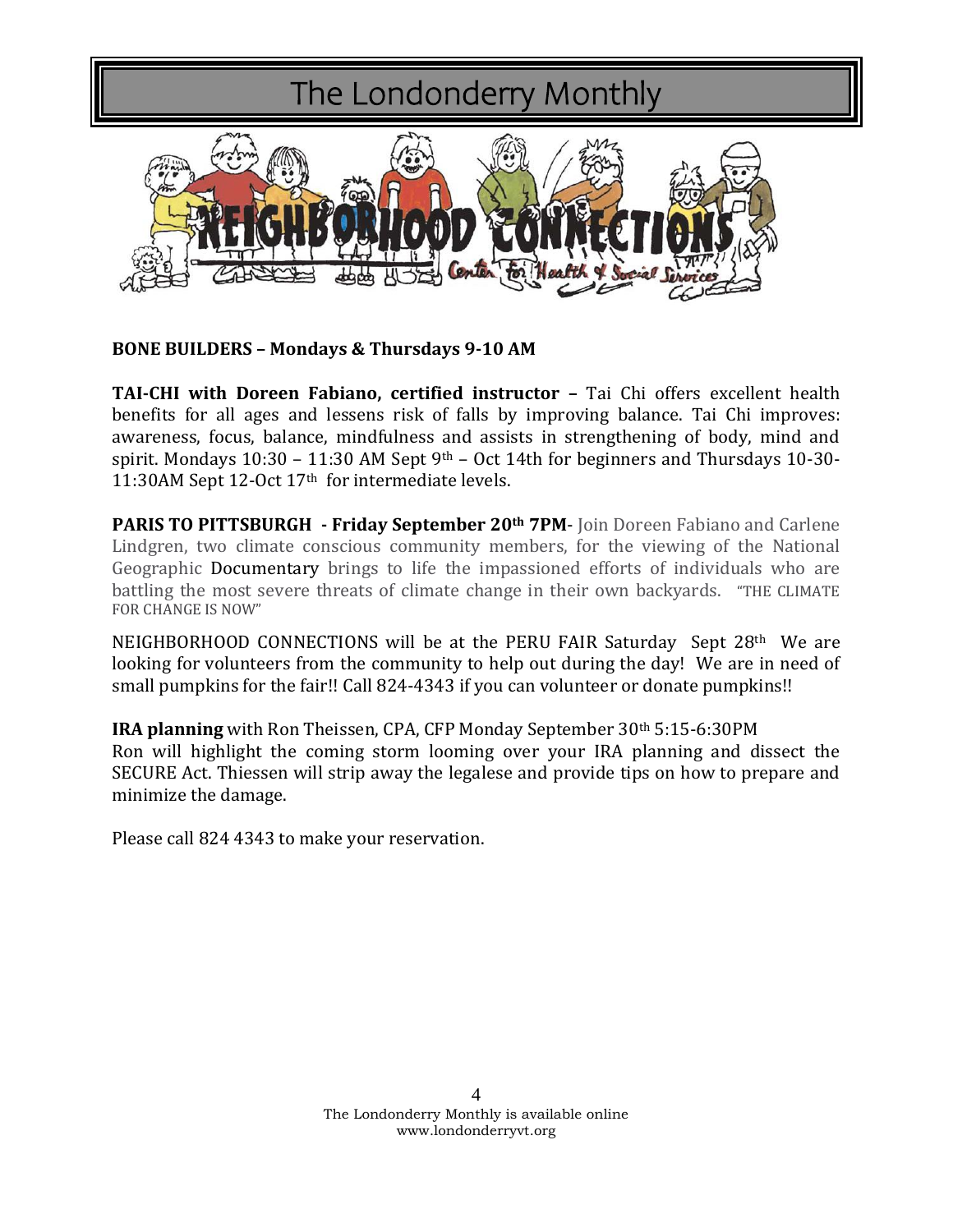# The Londonderry Monthly

NEIGHBORHOOD CONNECTIONS

Center for Health & Social Services

**BONE BUILDERS – Mondays & Thursdays 9-10 AM**

**TAI-CHI with Doreen Fabiano, certified instructor –** Tai Chi offers excellent health benefits for all ages and lessens risk of falls by improving balance. Tai Chi improves: awareness, focus, balance, mindfulness and assists in strengthening of body, mind and spirit. Mondays 10:30 – 11:30 AM Sept 9th – Oct 14th for beginners and Thursdays 10-30-11:30AM Sept 12-Oct 17th for intermediate levels.

**PARIS TO PITTSBURGH - Friday September 20th 7PM**- Join Doreen Fabiano and Carlene Lindgren, two climate conscious community members, for the viewing of the National Geographic Documentary brings to life the impassioned efforts of individuals who are battling the most severe threats of climate change in their own backyards. "THE CLIMATE FOR CHANGE IS NOW"

NEIGHBORHOOD CONNECTIONS will be at the PERU FAIR Saturday Sept 28th We are looking for volunteers from the community to help out during the day! We are in need of small pumpkins for the fair!! Call 824-4343 if you can volunteer or donate pumpkins!!

**IRA planning** with Ron Theissen, CPA, CFP Monday September 30th 5:15-6:30PM
Ron will highlight the coming storm looming over your IRA planning and dissect the SECURE Act. Thiessen will strip away the legalese and provide tips on how to prepare and minimize the damage.

Please call 824 4343 to make your reservation.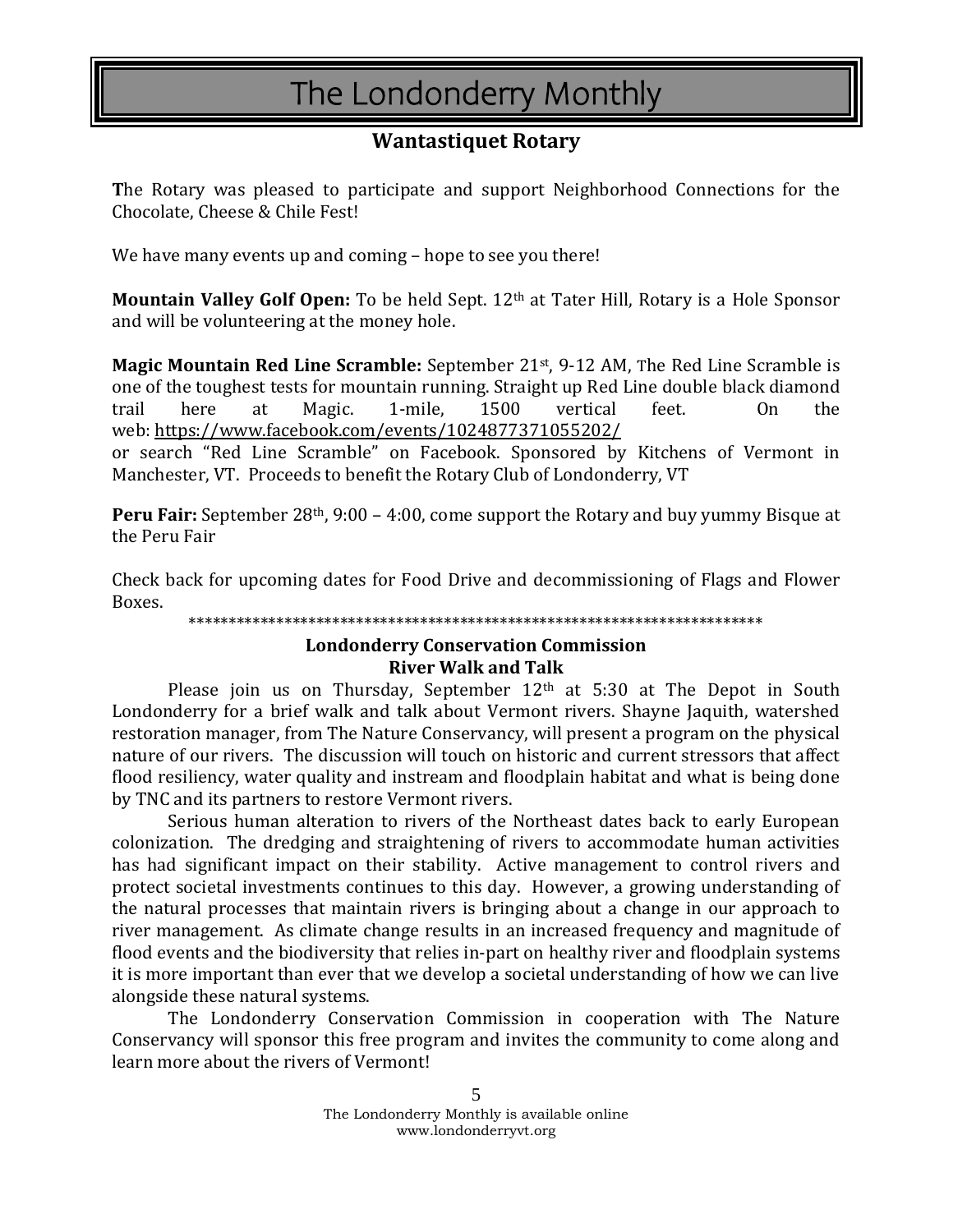## Wantastiquet Rotary

**T**he Rotary was pleased to participate and support Neighborhood Connections for the Chocolate, Cheese & Chile Fest!

We have many events up and coming – hope to see you there!

**Mountain Valley Golf Open:** To be held Sept. 12th at Tater Hill, Rotary is a Hole Sponsor and will be volunteering at the money hole.

**Magic Mountain Red Line Scramble:** September 21st, 9-12 AM, The Red Line Scramble is one of the toughest tests for mountain running. Straight up Red Line double black diamond trail here at Magic. 1-mile, 1500 vertical feet. On the web: https://www.facebook.com/events/1024877371055202/
or search "Red Line Scramble" on Facebook. Sponsored by Kitchens of Vermont in Manchester, VT. Proceeds to benefit the Rotary Club of Londonderry, VT

**Peru Fair:** September 28th, 9:00 – 4:00, come support the Rotary and buy yummy Bisque at the Peru Fair

Check back for upcoming dates for Food Drive and decommissioning of Flags and Flower Boxes.

*************************************************************************

## Londonderry Conservation Commission
## River Walk and Talk

Please join us on Thursday, September 12th at 5:30 at The Depot in South Londonderry for a brief walk and talk about Vermont rivers. Shayne Jaquith, watershed restoration manager, from The Nature Conservancy, will present a program on the physical nature of our rivers. The discussion will touch on historic and current stressors that affect flood resiliency, water quality and instream and floodplain habitat and what is being done by TNC and its partners to restore Vermont rivers.

Serious human alteration to rivers of the Northeast dates back to early European colonization. The dredging and straightening of rivers to accommodate human activities has had significant impact on their stability. Active management to control rivers and protect societal investments continues to this day. However, a growing understanding of the natural processes that maintain rivers is bringing about a change in our approach to river management. As climate change results in an increased frequency and magnitude of flood events and the biodiversity that relies in-part on healthy river and floodplain systems it is more important than ever that we develop a societal understanding of how we can live alongside these natural systems.

The Londonderry Conservation Commission in cooperation with The Nature Conservancy will sponsor this free program and invites the community to come along and learn more about the rivers of Vermont!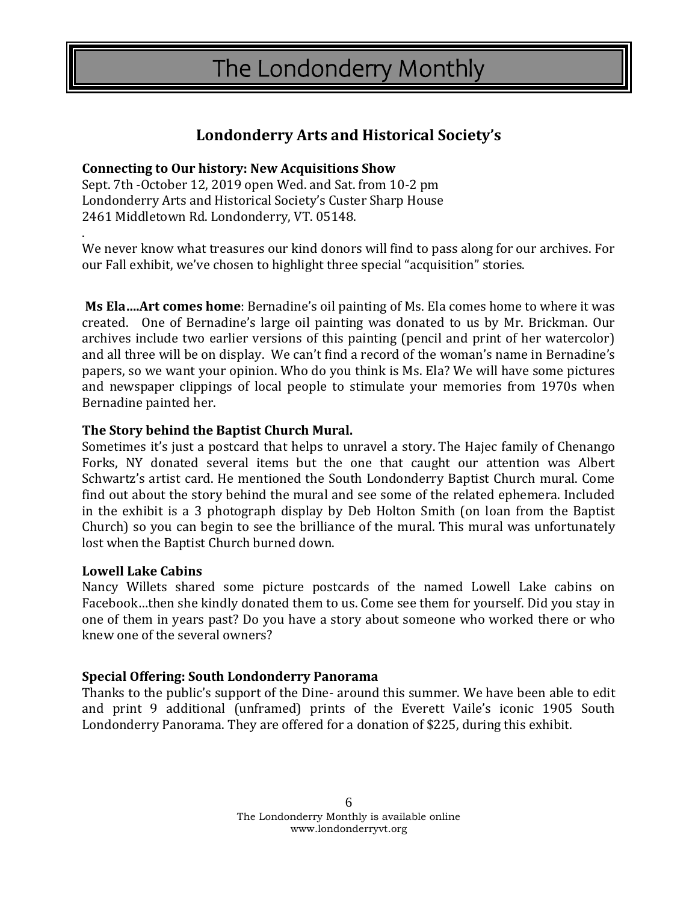# Londonderry Arts and Historical Society's

**Connecting to Our history: New Acquisitions Show**
Sept. 7th -October 12, 2019 open Wed. and Sat. from 10-2 pm
Londonderry Arts and Historical Society's Custer Sharp House
2461 Middletown Rd. Londonderry, VT. 05148.

.

We never know what treasures our kind donors will find to pass along for our archives. For our Fall exhibit, we've chosen to highlight three special "acquisition" stories.

**Ms Ela....Art comes home**: Bernadine's oil painting of Ms. Ela comes home to where it was created. One of Bernadine's large oil painting was donated to us by Mr. Brickman. Our archives include two earlier versions of this painting (pencil and print of her watercolor) and all three will be on display. We can't find a record of the woman's name in Bernadine's papers, so we want your opinion. Who do you think is Ms. Ela? We will have some pictures and newspaper clippings of local people to stimulate your memories from 1970s when Bernadine painted her.

**The Story behind the Baptist Church Mural.**
Sometimes it's just a postcard that helps to unravel a story. The Hajec family of Chenango Forks, NY donated several items but the one that caught our attention was Albert Schwartz's artist card. He mentioned the South Londonderry Baptist Church mural. Come find out about the story behind the mural and see some of the related ephemera. Included in the exhibit is a 3 photograph display by Deb Holton Smith (on loan from the Baptist Church) so you can begin to see the brilliance of the mural. This mural was unfortunately lost when the Baptist Church burned down.

**Lowell Lake Cabins**
Nancy Willets shared some picture postcards of the named Lowell Lake cabins on Facebook…then she kindly donated them to us. Come see them for yourself. Did you stay in one of them in years past? Do you have a story about someone who worked there or who knew one of the several owners?

**Special Offering: South Londonderry Panorama**
Thanks to the public's support of the Dine- around this summer. We have been able to edit and print 9 additional (unframed) prints of the Everett Vaile's iconic 1905 South Londonderry Panorama. They are offered for a donation of $225, during this exhibit.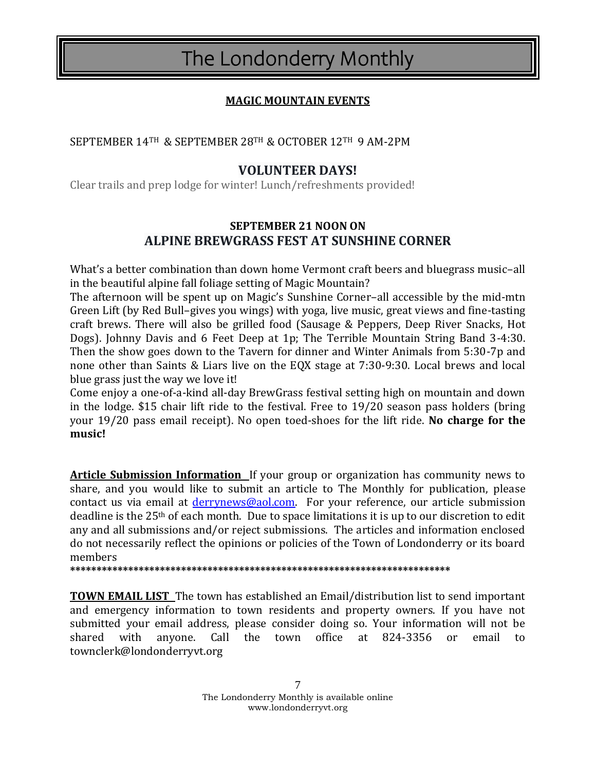# The Londonderry Monthly

## MAGIC MOUNTAIN EVENTS

SEPTEMBER 14TH & SEPTEMBER 28TH & OCTOBER 12TH 9 AM-2PM

### VOLUNTEER DAYS!

Clear trails and prep lodge for winter! Lunch/refreshments provided!

**SEPTEMBER 21 NOON ON**

### ALPINE BREWGRASS FEST AT SUNSHINE CORNER

What's a better combination than down home Vermont craft beers and bluegrass music–all in the beautiful alpine fall foliage setting of Magic Mountain?

The afternoon will be spent up on Magic's Sunshine Corner–all accessible by the mid-mtn Green Lift (by Red Bull–gives you wings) with yoga, live music, great views and fine-tasting craft brews. There will also be grilled food (Sausage & Peppers, Deep River Snacks, Hot Dogs). Johnny Davis and 6 Feet Deep at 1p; The Terrible Mountain String Band 3-4:30. Then the show goes down to the Tavern for dinner and Winter Animals from 5:30-7p and none other than Saints & Liars live on the EQX stage at 7:30-9:30. Local brews and local blue grass just the way we love it!

Come enjoy a one-of-a-kind all-day BrewGrass festival setting high on mountain and down in the lodge. $15 chair lift ride to the festival. Free to 19/20 season pass holders (bring your 19/20 pass email receipt). No open toed-shoes for the lift ride. **No charge for the music!**

**Article Submission Information** If your group or organization has community news to share, and you would like to submit an article to The Monthly for publication, please contact us via email at derrynews@aol.com. For your reference, our article submission deadline is the 25th of each month. Due to space limitations it is up to our discretion to edit any and all submissions and/or reject submissions. The articles and information enclosed do not necessarily reflect the opinions or policies of the Town of Londonderry or its board members

**************************************************************************

**TOWN EMAIL LIST** The town has established an Email/distribution list to send important and emergency information to town residents and property owners. If you have not submitted your email address, please consider doing so. Your information will not be shared with anyone. Call the town office at 824-3356 or email to townclerk@londonderryvt.org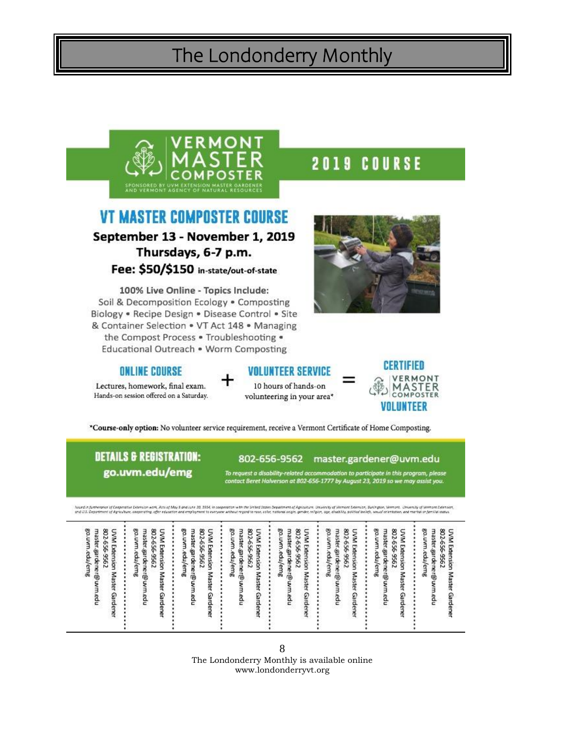# VERMONT MASTER COMPOSTER

SPONSORED BY UVM EXTENSION MASTER GARDENER AND VERMONT AGENCY OF NATURAL RESOURCES

## 2019 COURSE

## VT MASTER COMPOSTER COURSE

**September 13 - November 1, 2019**

**Thursdays, 6-7 p.m.**

**Fee: $50/$150 in-state/out-of-state**

100% Live Online - Topics Include:
Soil & Decomposition Ecology • Composting Biology • Recipe Design • Disease Control • Site & Container Selection • VT Act 148 • Managing the Compost Process • Troubleshooting • Educational Outreach • Worm Composting

**ONLINE COURSE**
Lectures, homework, final exam. Hands-on session offered on a Saturday.

+

**VOLUNTEER SERVICE**
10 hours of hands-on volunteering in your area*

=

**CERTIFIED VERMONT MASTER COMPOSTER VOLUNTEER**

***Course-only option:** No volunteer service requirement, receive a Vermont Certificate of Home Composting.

**DETAILS & REGISTRATION:**
**go.uvm.edu/emg**

802-656-9562 master.gardener@uvm.edu

*To request a disability-related accommodation to participate in this program, please contact Beret Halverson at 802-656-1777 by August 23, 2019 so we may assist you.*

Issued in furtherance of Cooperative Extension work, Acts of May 8 and June 30, 1914, in cooperation with the United States Department of Agriculture. University of Vermont Extension, Burlington, Vermont. University of Vermont Extension, and U.S. Department of Agriculture, cooperating, offer education and employment to everyone without regard to race, color, national origin, gender, religion, age, disability, political beliefs, sexual orientation, and marital or familial status.

UVM Extension Master Gardener
802-656-9562
master.gardener@uvm.edu
go.uvm.edu/emg

UVM Extension Master Gardener
802-656-9562
master.gardener@uvm.edu
go.uvm.edu/emg

UVM Extension Master Gardener
802-656-9562
master.gardener@uvm.edu
go.uvm.edu/emg

UVM Extension Master Gardener
802-656-9562
master.gardener@uvm.edu
go.uvm.edu/emg

UVM Extension Master Gardener
802-656-9562
master.gardener@uvm.edu
go.uvm.edu/emg

UVM Extension Master Gardener
802-656-9562
master.gardener@uvm.edu
go.uvm.edu/emg

UVM Extension Master Gardener
802-656-9562
master.gardener@uvm.edu
go.uvm.edu/emg

UVM Extension Master Gardener
802-656-9562
master.gardener@uvm.edu
go.uvm.edu/emg

The Londonderry Monthly is available online
www.londonderryvt.org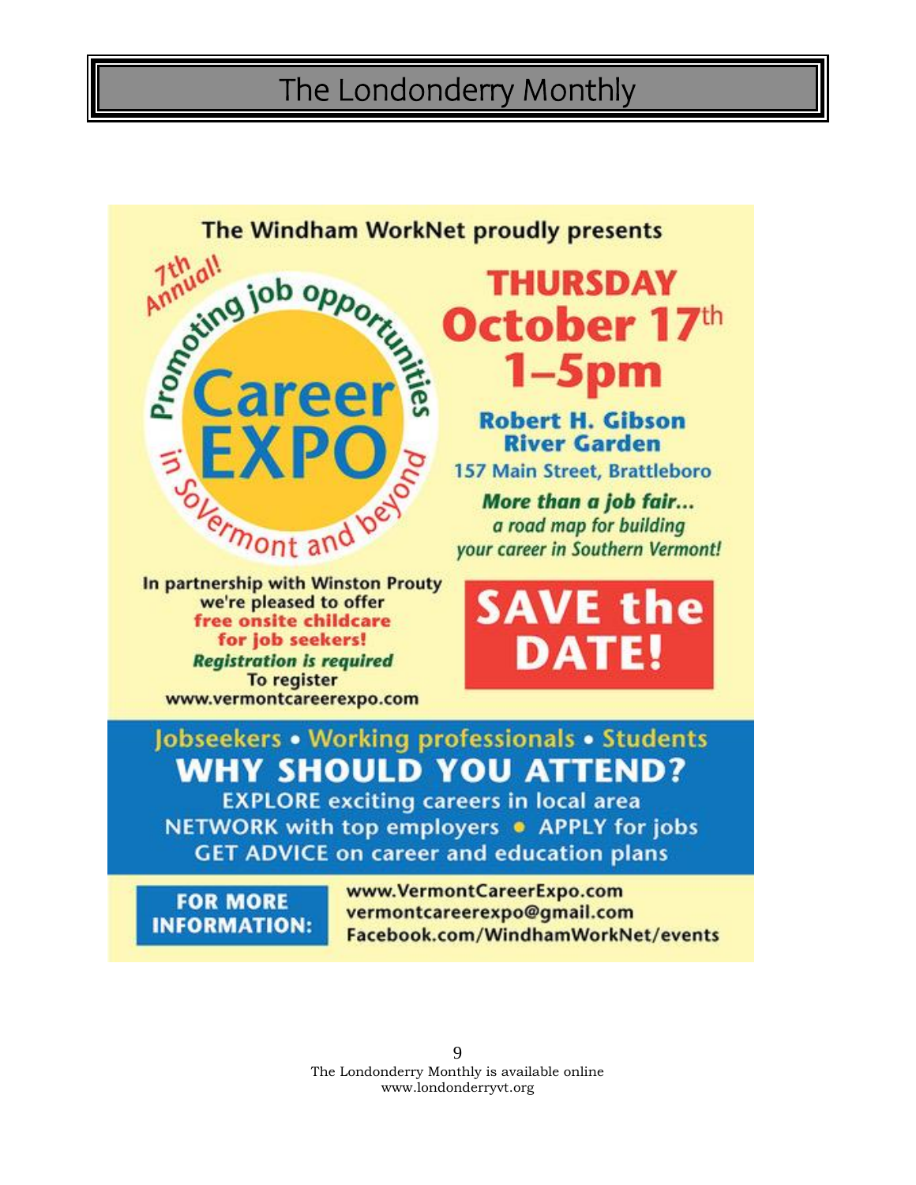The Windham WorkNet proudly presents

7th Annual!

Promoting job opportunities

# Career EXPO

in SoVermont and beyond

## THURSDAY October 17th 1–5pm

**Robert H. Gibson River Garden**

157 Main Street, Brattleboro

***More than a job fair...***

*a road map for building your career in Southern Vermont!*

In partnership with Winston Prouty we're pleased to offer **free onsite childcare for job seekers!**

***Registration is required***

To register www.vermontcareerexpo.com

## SAVE the DATE!

Jobseekers • Working professionals • Students

## WHY SHOULD YOU ATTEND?

EXPLORE exciting careers in local area

NETWORK with top employers • APPLY for jobs

GET ADVICE on career and education plans

**FOR MORE INFORMATION:**

www.VermontCareerExpo.com

vermontcareerexpo@gmail.com

Facebook.com/WindhamWorkNet/events